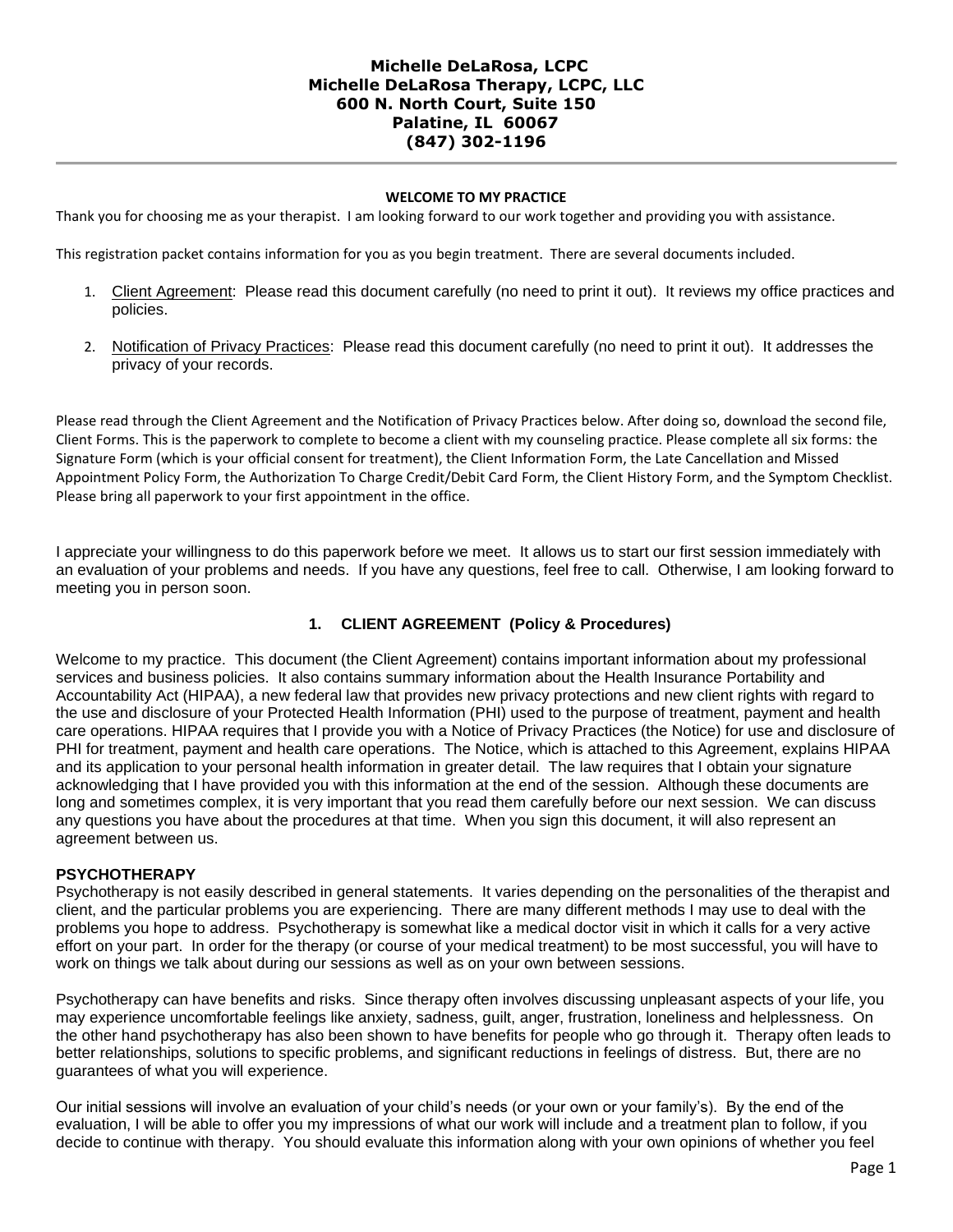**Michelle DeLaRosa, LCPC**
**Michelle DeLaRosa Therapy, LCPC, LLC**
**600 N. North Court, Suite 150**
**Palatine, IL 60067**
**(847) 302-1196**

---

**WELCOME TO MY PRACTICE**

Thank you for choosing me as your therapist. I am looking forward to our work together and providing you with assistance.

This registration packet contains information for you as you begin treatment. There are several documents included.

1. Client Agreement: Please read this document carefully (no need to print it out). It reviews my office practices and policies.

2. Notification of Privacy Practices: Please read this document carefully (no need to print it out). It addresses the privacy of your records.

Please read through the Client Agreement and the Notification of Privacy Practices below. After doing so, download the second file, Client Forms. This is the paperwork to complete to become a client with my counseling practice. Please complete all six forms: the Signature Form (which is your official consent for treatment), the Client Information Form, the Late Cancellation and Missed Appointment Policy Form, the Authorization To Charge Credit/Debit Card Form, the Client History Form, and the Symptom Checklist. Please bring all paperwork to your first appointment in the office.

I appreciate your willingness to do this paperwork before we meet. It allows us to start our first session immediately with an evaluation of your problems and needs. If you have any questions, feel free to call. Otherwise, I am looking forward to meeting you in person soon.

## 1. CLIENT AGREEMENT (Policy & Procedures)

Welcome to my practice. This document (the Client Agreement) contains important information about my professional services and business policies. It also contains summary information about the Health Insurance Portability and Accountability Act (HIPAA), a new federal law that provides new privacy protections and new client rights with regard to the use and disclosure of your Protected Health Information (PHI) used to the purpose of treatment, payment and health care operations. HIPAA requires that I provide you with a Notice of Privacy Practices (the Notice) for use and disclosure of PHI for treatment, payment and health care operations. The Notice, which is attached to this Agreement, explains HIPAA and its application to your personal health information in greater detail. The law requires that I obtain your signature acknowledging that I have provided you with this information at the end of the session. Although these documents are long and sometimes complex, it is very important that you read them carefully before our next session. We can discuss any questions you have about the procedures at that time. When you sign this document, it will also represent an agreement between us.

### PSYCHOTHERAPY

Psychotherapy is not easily described in general statements. It varies depending on the personalities of the therapist and client, and the particular problems you are experiencing. There are many different methods I may use to deal with the problems you hope to address. Psychotherapy is somewhat like a medical doctor visit in which it calls for a very active effort on your part. In order for the therapy (or course of your medical treatment) to be most successful, you will have to work on things we talk about during our sessions as well as on your own between sessions.

Psychotherapy can have benefits and risks. Since therapy often involves discussing unpleasant aspects of your life, you may experience uncomfortable feelings like anxiety, sadness, guilt, anger, frustration, loneliness and helplessness. On the other hand psychotherapy has also been shown to have benefits for people who go through it. Therapy often leads to better relationships, solutions to specific problems, and significant reductions in feelings of distress. But, there are no guarantees of what you will experience.

Our initial sessions will involve an evaluation of your child's needs (or your own or your family's). By the end of the evaluation, I will be able to offer you my impressions of what our work will include and a treatment plan to follow, if you decide to continue with therapy. You should evaluate this information along with your own opinions of whether you feel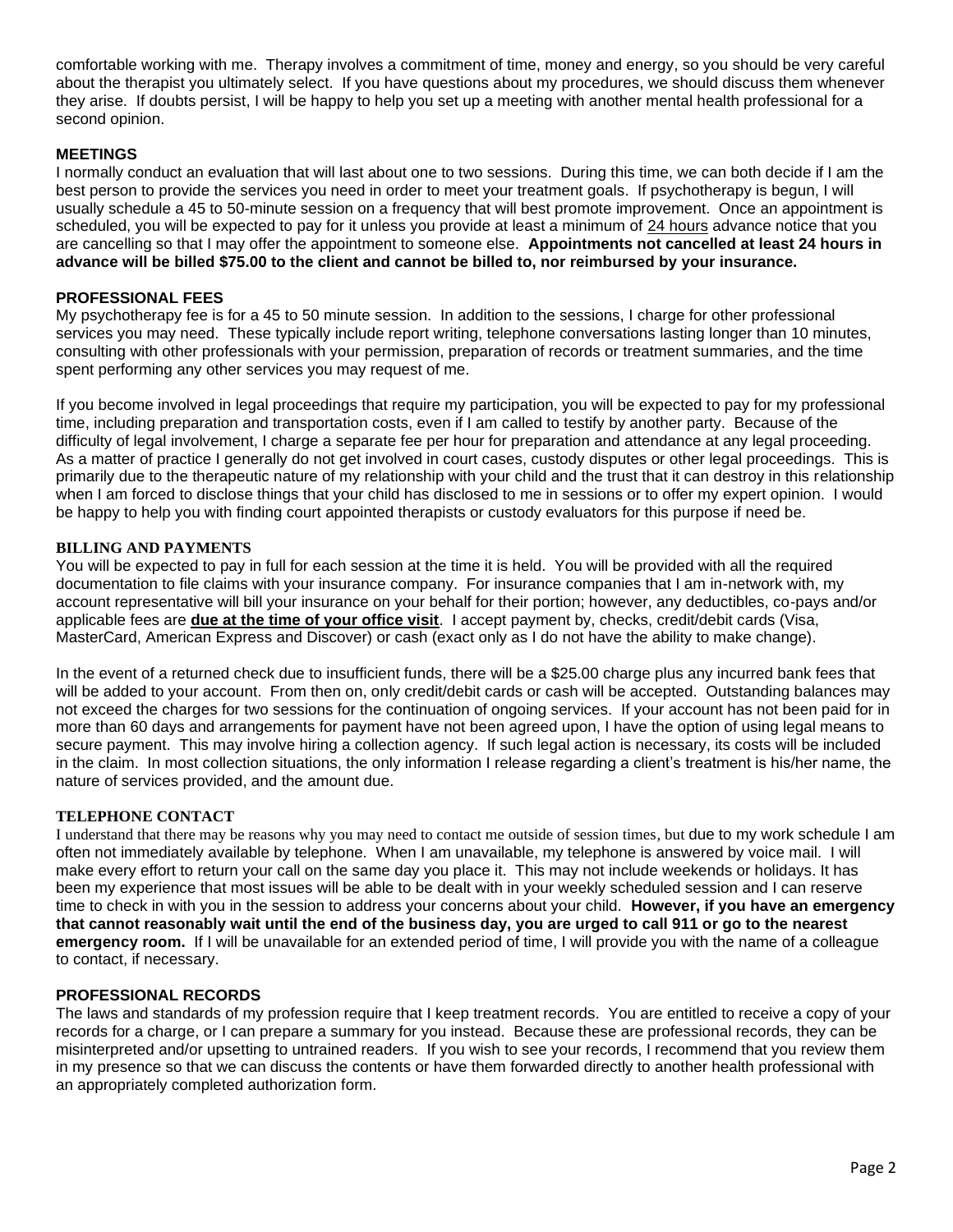comfortable working with me. Therapy involves a commitment of time, money and energy, so you should be very careful about the therapist you ultimately select. If you have questions about my procedures, we should discuss them whenever they arise. If doubts persist, I will be happy to help you set up a meeting with another mental health professional for a second opinion.

## MEETINGS

I normally conduct an evaluation that will last about one to two sessions. During this time, we can both decide if I am the best person to provide the services you need in order to meet your treatment goals. If psychotherapy is begun, I will usually schedule a 45 to 50-minute session on a frequency that will best promote improvement. Once an appointment is scheduled, you will be expected to pay for it unless you provide at least a minimum of 24 hours advance notice that you are cancelling so that I may offer the appointment to someone else. **Appointments not cancelled at least 24 hours in advance will be billed $75.00 to the client and cannot be billed to, nor reimbursed by your insurance.**

## PROFESSIONAL FEES

My psychotherapy fee is for a 45 to 50 minute session. In addition to the sessions, I charge for other professional services you may need. These typically include report writing, telephone conversations lasting longer than 10 minutes, consulting with other professionals with your permission, preparation of records or treatment summaries, and the time spent performing any other services you may request of me.

If you become involved in legal proceedings that require my participation, you will be expected to pay for my professional time, including preparation and transportation costs, even if I am called to testify by another party. Because of the difficulty of legal involvement, I charge a separate fee per hour for preparation and attendance at any legal proceeding. As a matter of practice I generally do not get involved in court cases, custody disputes or other legal proceedings. This is primarily due to the therapeutic nature of my relationship with your child and the trust that it can destroy in this relationship when I am forced to disclose things that your child has disclosed to me in sessions or to offer my expert opinion. I would be happy to help you with finding court appointed therapists or custody evaluators for this purpose if need be.

## BILLING AND PAYMENTS

You will be expected to pay in full for each session at the time it is held. You will be provided with all the required documentation to file claims with your insurance company. For insurance companies that I am in-network with, my account representative will bill your insurance on your behalf for their portion; however, any deductibles, co-pays and/or applicable fees are **due at the time of your office visit**. I accept payment by, checks, credit/debit cards (Visa, MasterCard, American Express and Discover) or cash (exact only as I do not have the ability to make change).

In the event of a returned check due to insufficient funds, there will be a $25.00 charge plus any incurred bank fees that will be added to your account. From then on, only credit/debit cards or cash will be accepted. Outstanding balances may not exceed the charges for two sessions for the continuation of ongoing services. If your account has not been paid for in more than 60 days and arrangements for payment have not been agreed upon, I have the option of using legal means to secure payment. This may involve hiring a collection agency. If such legal action is necessary, its costs will be included in the claim. In most collection situations, the only information I release regarding a client's treatment is his/her name, the nature of services provided, and the amount due.

## TELEPHONE CONTACT

I understand that there may be reasons why you may need to contact me outside of session times, but due to my work schedule I am often not immediately available by telephone. When I am unavailable, my telephone is answered by voice mail. I will make every effort to return your call on the same day you place it. This may not include weekends or holidays. It has been my experience that most issues will be able to be dealt with in your weekly scheduled session and I can reserve time to check in with you in the session to address your concerns about your child. **However, if you have an emergency that cannot reasonably wait until the end of the business day, you are urged to call 911 or go to the nearest emergency room.** If I will be unavailable for an extended period of time, I will provide you with the name of a colleague to contact, if necessary.

## PROFESSIONAL RECORDS

The laws and standards of my profession require that I keep treatment records. You are entitled to receive a copy of your records for a charge, or I can prepare a summary for you instead. Because these are professional records, they can be misinterpreted and/or upsetting to untrained readers. If you wish to see your records, I recommend that you review them in my presence so that we can discuss the contents or have them forwarded directly to another health professional with an appropriately completed authorization form.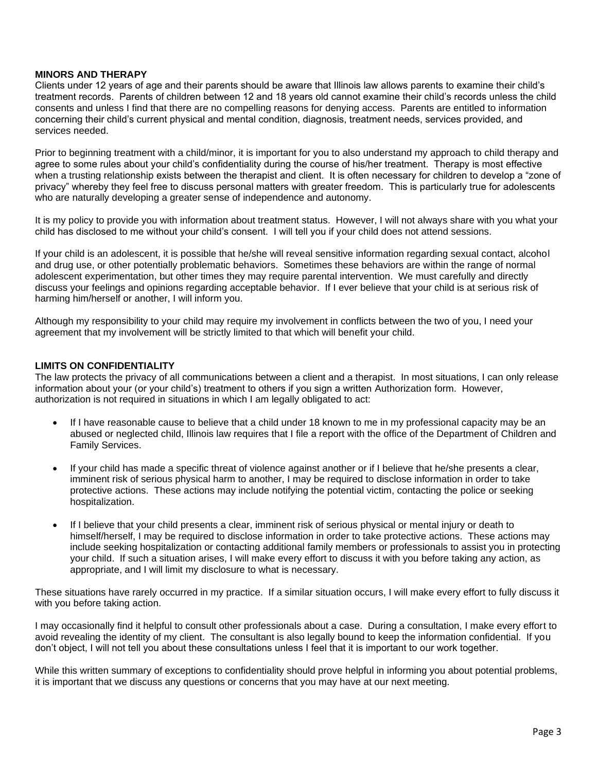**MINORS AND THERAPY**

Clients under 12 years of age and their parents should be aware that Illinois law allows parents to examine their child's treatment records. Parents of children between 12 and 18 years old cannot examine their child's records unless the child consents and unless I find that there are no compelling reasons for denying access. Parents are entitled to information concerning their child's current physical and mental condition, diagnosis, treatment needs, services provided, and services needed.

Prior to beginning treatment with a child/minor, it is important for you to also understand my approach to child therapy and agree to some rules about your child's confidentiality during the course of his/her treatment. Therapy is most effective when a trusting relationship exists between the therapist and client. It is often necessary for children to develop a "zone of privacy" whereby they feel free to discuss personal matters with greater freedom. This is particularly true for adolescents who are naturally developing a greater sense of independence and autonomy.

It is my policy to provide you with information about treatment status. However, I will not always share with you what your child has disclosed to me without your child's consent. I will tell you if your child does not attend sessions.

If your child is an adolescent, it is possible that he/she will reveal sensitive information regarding sexual contact, alcohol and drug use, or other potentially problematic behaviors. Sometimes these behaviors are within the range of normal adolescent experimentation, but other times they may require parental intervention. We must carefully and directly discuss your feelings and opinions regarding acceptable behavior. If I ever believe that your child is at serious risk of harming him/herself or another, I will inform you.

Although my responsibility to your child may require my involvement in conflicts between the two of you, I need your agreement that my involvement will be strictly limited to that which will benefit your child.

**LIMITS ON CONFIDENTIALITY**

The law protects the privacy of all communications between a client and a therapist. In most situations, I can only release information about your (or your child's) treatment to others if you sign a written Authorization form. However, authorization is not required in situations in which I am legally obligated to act:

- If I have reasonable cause to believe that a child under 18 known to me in my professional capacity may be an abused or neglected child, Illinois law requires that I file a report with the office of the Department of Children and Family Services.

- If your child has made a specific threat of violence against another or if I believe that he/she presents a clear, imminent risk of serious physical harm to another, I may be required to disclose information in order to take protective actions. These actions may include notifying the potential victim, contacting the police or seeking hospitalization.

- If I believe that your child presents a clear, imminent risk of serious physical or mental injury or death to himself/herself, I may be required to disclose information in order to take protective actions. These actions may include seeking hospitalization or contacting additional family members or professionals to assist you in protecting your child. If such a situation arises, I will make every effort to discuss it with you before taking any action, as appropriate, and I will limit my disclosure to what is necessary.

These situations have rarely occurred in my practice. If a similar situation occurs, I will make every effort to fully discuss it with you before taking action.

I may occasionally find it helpful to consult other professionals about a case. During a consultation, I make every effort to avoid revealing the identity of my client. The consultant is also legally bound to keep the information confidential. If you don't object, I will not tell you about these consultations unless I feel that it is important to our work together.

While this written summary of exceptions to confidentiality should prove helpful in informing you about potential problems, it is important that we discuss any questions or concerns that you may have at our next meeting.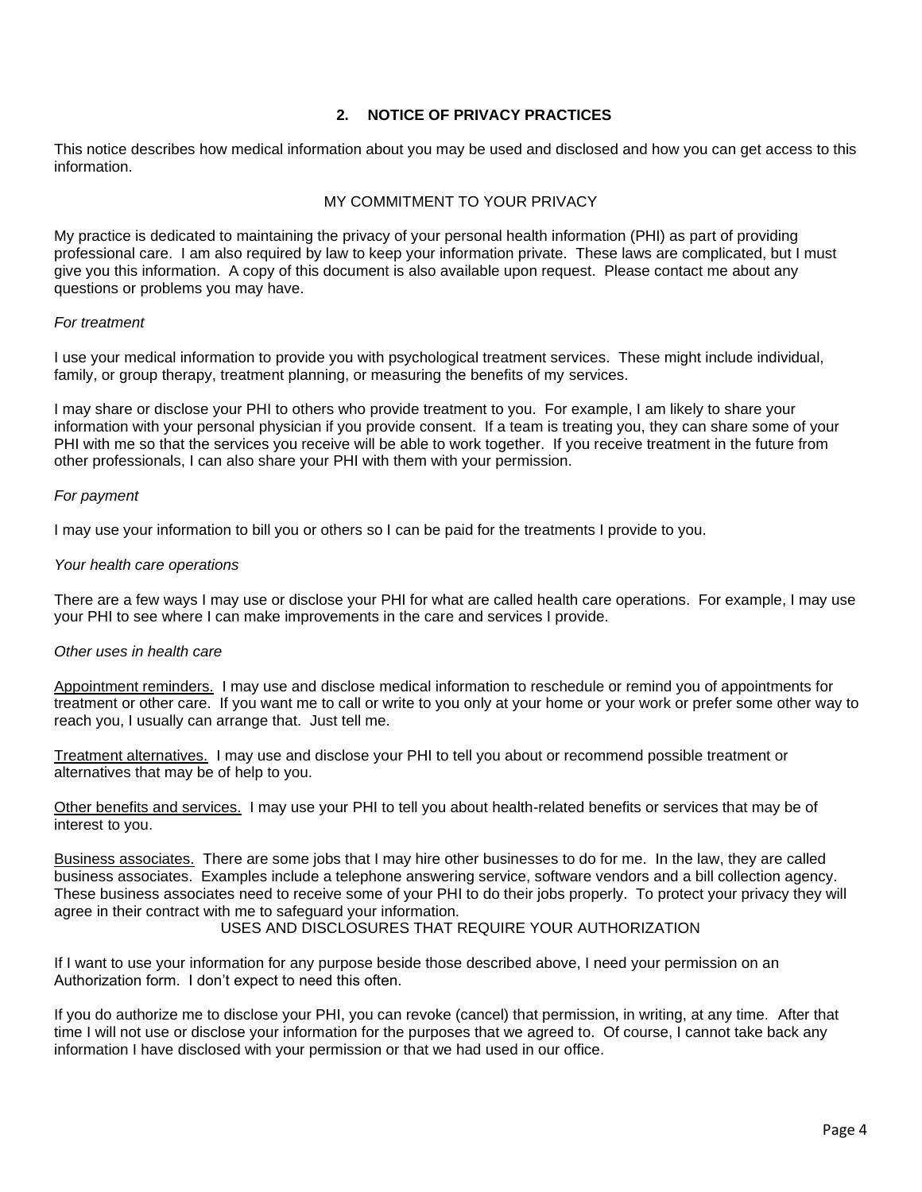## 2. NOTICE OF PRIVACY PRACTICES

This notice describes how medical information about you may be used and disclosed and how you can get access to this information.

### MY COMMITMENT TO YOUR PRIVACY

My practice is dedicated to maintaining the privacy of your personal health information (PHI) as part of providing professional care. I am also required by law to keep your information private. These laws are complicated, but I must give you this information. A copy of this document is also available upon request. Please contact me about any questions or problems you may have.

*For treatment*

I use your medical information to provide you with psychological treatment services. These might include individual, family, or group therapy, treatment planning, or measuring the benefits of my services.

I may share or disclose your PHI to others who provide treatment to you. For example, I am likely to share your information with your personal physician if you provide consent. If a team is treating you, they can share some of your PHI with me so that the services you receive will be able to work together. If you receive treatment in the future from other professionals, I can also share your PHI with them with your permission.

*For payment*

I may use your information to bill you or others so I can be paid for the treatments I provide to you.

*Your health care operations*

There are a few ways I may use or disclose your PHI for what are called health care operations. For example, I may use your PHI to see where I can make improvements in the care and services I provide.

*Other uses in health care*

<u>Appointment reminders.</u> I may use and disclose medical information to reschedule or remind you of appointments for treatment or other care. If you want me to call or write to you only at your home or your work or prefer some other way to reach you, I usually can arrange that. Just tell me.

<u>Treatment alternatives.</u> I may use and disclose your PHI to tell you about or recommend possible treatment or alternatives that may be of help to you.

<u>Other benefits and services.</u> I may use your PHI to tell you about health-related benefits or services that may be of interest to you.

<u>Business associates.</u> There are some jobs that I may hire other businesses to do for me. In the law, they are called business associates. Examples include a telephone answering service, software vendors and a bill collection agency. These business associates need to receive some of your PHI to do their jobs properly. To protect your privacy they will agree in their contract with me to safeguard your information.

### USES AND DISCLOSURES THAT REQUIRE YOUR AUTHORIZATION

If I want to use your information for any purpose beside those described above, I need your permission on an Authorization form. I don't expect to need this often.

If you do authorize me to disclose your PHI, you can revoke (cancel) that permission, in writing, at any time. After that time I will not use or disclose your information for the purposes that we agreed to. Of course, I cannot take back any information I have disclosed with your permission or that we had used in our office.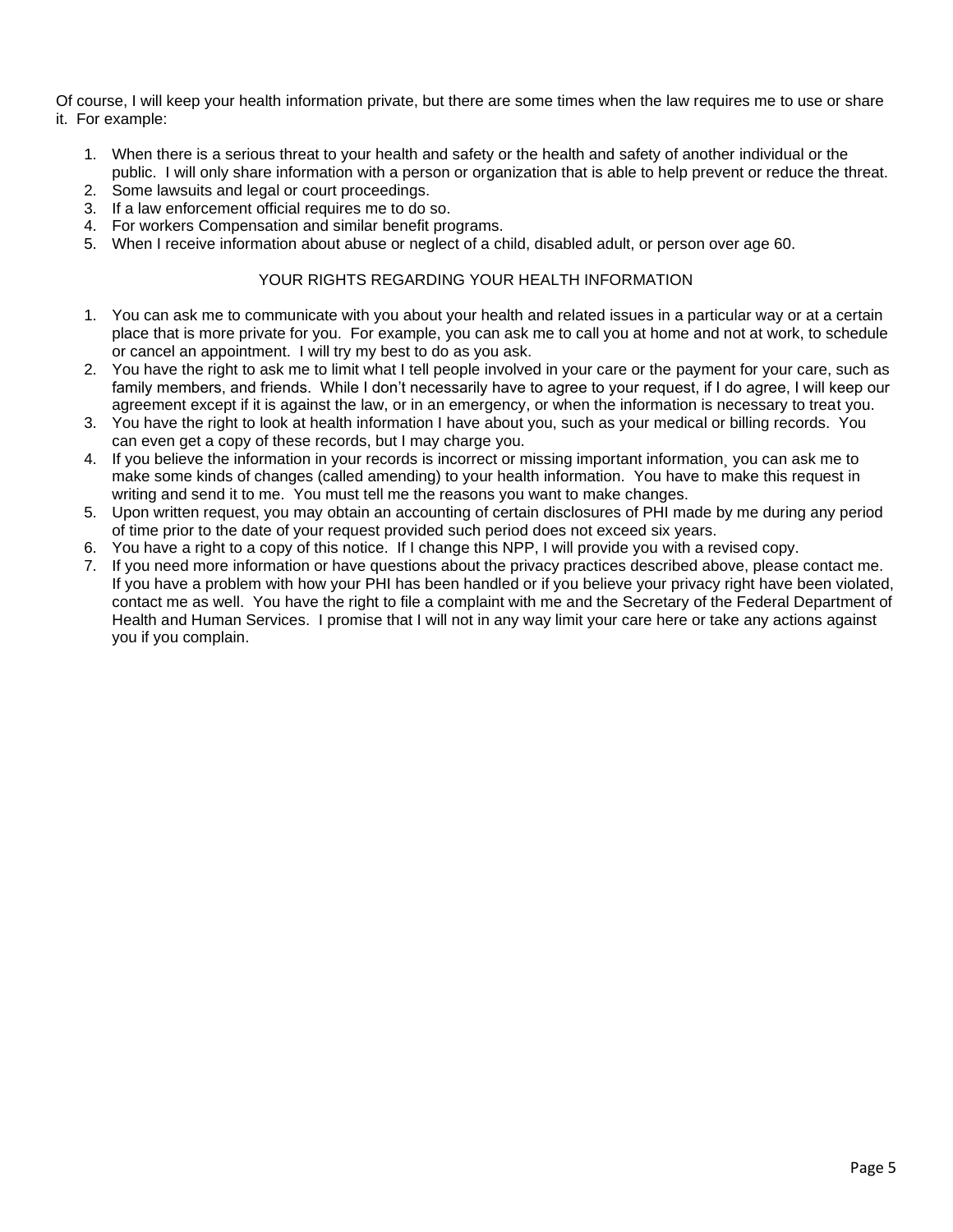Of course, I will keep your health information private, but there are some times when the law requires me to use or share it. For example:

1. When there is a serious threat to your health and safety or the health and safety of another individual or the public. I will only share information with a person or organization that is able to help prevent or reduce the threat.
2. Some lawsuits and legal or court proceedings.
3. If a law enforcement official requires me to do so.
4. For workers Compensation and similar benefit programs.
5. When I receive information about abuse or neglect of a child, disabled adult, or person over age 60.

## YOUR RIGHTS REGARDING YOUR HEALTH INFORMATION

1. You can ask me to communicate with you about your health and related issues in a particular way or at a certain place that is more private for you. For example, you can ask me to call you at home and not at work, to schedule or cancel an appointment. I will try my best to do as you ask.
2. You have the right to ask me to limit what I tell people involved in your care or the payment for your care, such as family members, and friends. While I don't necessarily have to agree to your request, if I do agree, I will keep our agreement except if it is against the law, or in an emergency, or when the information is necessary to treat you.
3. You have the right to look at health information I have about you, such as your medical or billing records. You can even get a copy of these records, but I may charge you.
4. If you believe the information in your records is incorrect or missing important information¸ you can ask me to make some kinds of changes (called amending) to your health information. You have to make this request in writing and send it to me. You must tell me the reasons you want to make changes.
5. Upon written request, you may obtain an accounting of certain disclosures of PHI made by me during any period of time prior to the date of your request provided such period does not exceed six years.
6. You have a right to a copy of this notice. If I change this NPP, I will provide you with a revised copy.
7. If you need more information or have questions about the privacy practices described above, please contact me. If you have a problem with how your PHI has been handled or if you believe your privacy right have been violated, contact me as well. You have the right to file a complaint with me and the Secretary of the Federal Department of Health and Human Services. I promise that I will not in any way limit your care here or take any actions against you if you complain.